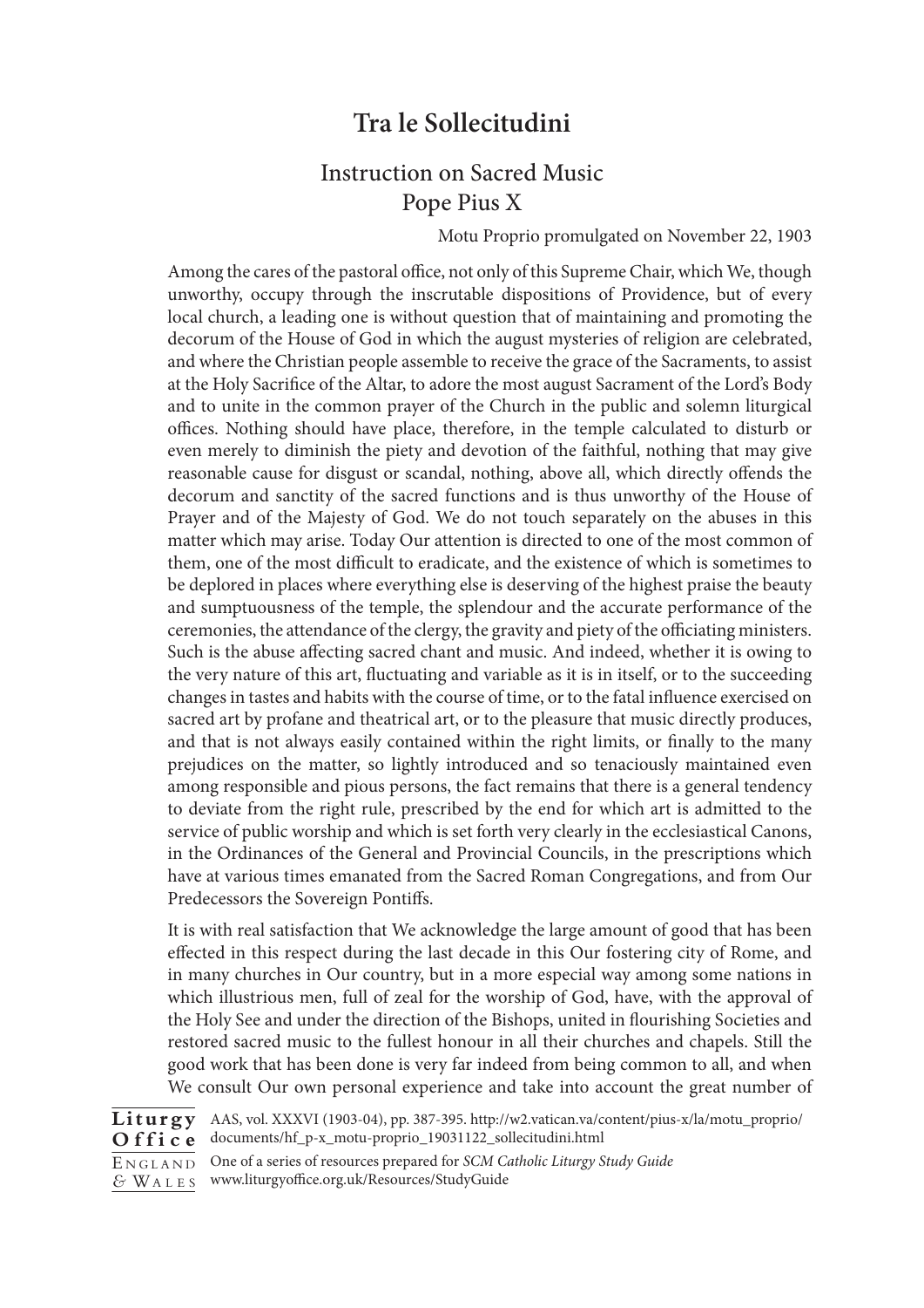# Tra le Sollecitudini

## Instruction on Sacred Music
## Pope Pius X

Motu Proprio promulgated on November 22, 1903

Among the cares of the pastoral office, not only of this Supreme Chair, which We, though unworthy, occupy through the inscrutable dispositions of Providence, but of every local church, a leading one is without question that of maintaining and promoting the decorum of the House of God in which the august mysteries of religion are celebrated, and where the Christian people assemble to receive the grace of the Sacraments, to assist at the Holy Sacrifice of the Altar, to adore the most august Sacrament of the Lord's Body and to unite in the common prayer of the Church in the public and solemn liturgical offices. Nothing should have place, therefore, in the temple calculated to disturb or even merely to diminish the piety and devotion of the faithful, nothing that may give reasonable cause for disgust or scandal, nothing, above all, which directly offends the decorum and sanctity of the sacred functions and is thus unworthy of the House of Prayer and of the Majesty of God. We do not touch separately on the abuses in this matter which may arise. Today Our attention is directed to one of the most common of them, one of the most difficult to eradicate, and the existence of which is sometimes to be deplored in places where everything else is deserving of the highest praise the beauty and sumptuousness of the temple, the splendour and the accurate performance of the ceremonies, the attendance of the clergy, the gravity and piety of the officiating ministers. Such is the abuse affecting sacred chant and music. And indeed, whether it is owing to the very nature of this art, fluctuating and variable as it is in itself, or to the succeeding changes in tastes and habits with the course of time, or to the fatal influence exercised on sacred art by profane and theatrical art, or to the pleasure that music directly produces, and that is not always easily contained within the right limits, or finally to the many prejudices on the matter, so lightly introduced and so tenaciously maintained even among responsible and pious persons, the fact remains that there is a general tendency to deviate from the right rule, prescribed by the end for which art is admitted to the service of public worship and which is set forth very clearly in the ecclesiastical Canons, in the Ordinances of the General and Provincial Councils, in the prescriptions which have at various times emanated from the Sacred Roman Congregations, and from Our Predecessors the Sovereign Pontiffs.

It is with real satisfaction that We acknowledge the large amount of good that has been effected in this respect during the last decade in this Our fostering city of Rome, and in many churches in Our country, but in a more especial way among some nations in which illustrious men, full of zeal for the worship of God, have, with the approval of the Holy See and under the direction of the Bishops, united in flourishing Societies and restored sacred music to the fullest honour in all their churches and chapels. Still the good work that has been done is very far indeed from being common to all, and when We consult Our own personal experience and take into account the great number of

AAS, vol. XXXVI (1903-04), pp. 387-395. http://w2.vatican.va/content/pius-x/la/motu_proprio/documents/hf_p-x_motu-proprio_19031122_sollecitudini.html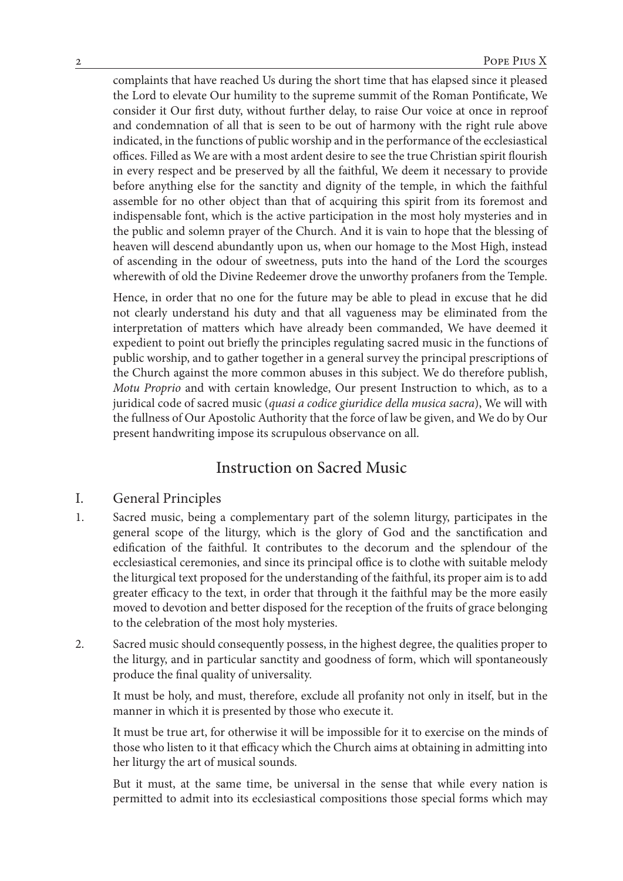complaints that have reached Us during the short time that has elapsed since it pleased the Lord to elevate Our humility to the supreme summit of the Roman Pontificate, We consider it Our first duty, without further delay, to raise Our voice at once in reproof and condemnation of all that is seen to be out of harmony with the right rule above indicated, in the functions of public worship and in the performance of the ecclesiastical offices. Filled as We are with a most ardent desire to see the true Christian spirit flourish in every respect and be preserved by all the faithful, We deem it necessary to provide before anything else for the sanctity and dignity of the temple, in which the faithful assemble for no other object than that of acquiring this spirit from its foremost and indispensable font, which is the active participation in the most holy mysteries and in the public and solemn prayer of the Church. And it is vain to hope that the blessing of heaven will descend abundantly upon us, when our homage to the Most High, instead of ascending in the odour of sweetness, puts into the hand of the Lord the scourges wherewith of old the Divine Redeemer drove the unworthy profaners from the Temple.

Hence, in order that no one for the future may be able to plead in excuse that he did not clearly understand his duty and that all vagueness may be eliminated from the interpretation of matters which have already been commanded, We have deemed it expedient to point out briefly the principles regulating sacred music in the functions of public worship, and to gather together in a general survey the principal prescriptions of the Church against the more common abuses in this subject. We do therefore publish, *Motu Proprio* and with certain knowledge, Our present Instruction to which, as to a juridical code of sacred music (*quasi a codice giuridice della musica sacra*), We will with the fullness of Our Apostolic Authority that the force of law be given, and We do by Our present handwriting impose its scrupulous observance on all.

## Instruction on Sacred Music

### I. General Principles

1. Sacred music, being a complementary part of the solemn liturgy, participates in the general scope of the liturgy, which is the glory of God and the sanctification and edification of the faithful. It contributes to the decorum and the splendour of the ecclesiastical ceremonies, and since its principal office is to clothe with suitable melody the liturgical text proposed for the understanding of the faithful, its proper aim is to add greater efficacy to the text, in order that through it the faithful may be the more easily moved to devotion and better disposed for the reception of the fruits of grace belonging to the celebration of the most holy mysteries.

2. Sacred music should consequently possess, in the highest degree, the qualities proper to the liturgy, and in particular sanctity and goodness of form, which will spontaneously produce the final quality of universality.

   It must be holy, and must, therefore, exclude all profanity not only in itself, but in the manner in which it is presented by those who execute it.

   It must be true art, for otherwise it will be impossible for it to exercise on the minds of those who listen to it that efficacy which the Church aims at obtaining in admitting into her liturgy the art of musical sounds.

   But it must, at the same time, be universal in the sense that while every nation is permitted to admit into its ecclesiastical compositions those special forms which may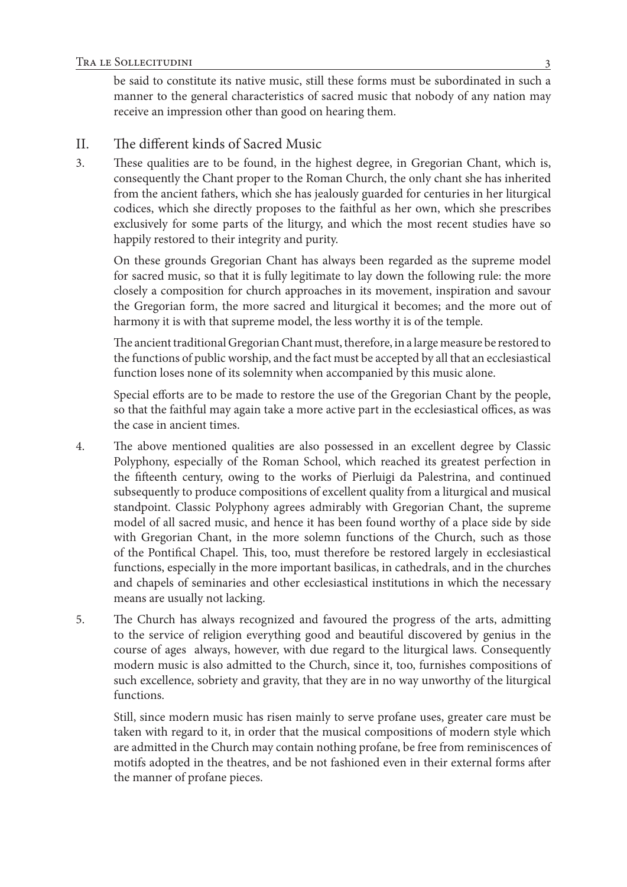be said to constitute its native music, still these forms must be subordinated in such a manner to the general characteristics of sacred music that nobody of any nation may receive an impression other than good on hearing them.

## II. The different kinds of Sacred Music

3. These qualities are to be found, in the highest degree, in Gregorian Chant, which is, consequently the Chant proper to the Roman Church, the only chant she has inherited from the ancient fathers, which she has jealously guarded for centuries in her liturgical codices, which she directly proposes to the faithful as her own, which she prescribes exclusively for some parts of the liturgy, and which the most recent studies have so happily restored to their integrity and purity.

   On these grounds Gregorian Chant has always been regarded as the supreme model for sacred music, so that it is fully legitimate to lay down the following rule: the more closely a composition for church approaches in its movement, inspiration and savour the Gregorian form, the more sacred and liturgical it becomes; and the more out of harmony it is with that supreme model, the less worthy it is of the temple.

   The ancient traditional Gregorian Chant must, therefore, in a large measure be restored to the functions of public worship, and the fact must be accepted by all that an ecclesiastical function loses none of its solemnity when accompanied by this music alone.

   Special efforts are to be made to restore the use of the Gregorian Chant by the people, so that the faithful may again take a more active part in the ecclesiastical offices, as was the case in ancient times.

4. The above mentioned qualities are also possessed in an excellent degree by Classic Polyphony, especially of the Roman School, which reached its greatest perfection in the fifteenth century, owing to the works of Pierluigi da Palestrina, and continued subsequently to produce compositions of excellent quality from a liturgical and musical standpoint. Classic Polyphony agrees admirably with Gregorian Chant, the supreme model of all sacred music, and hence it has been found worthy of a place side by side with Gregorian Chant, in the more solemn functions of the Church, such as those of the Pontifical Chapel. This, too, must therefore be restored largely in ecclesiastical functions, especially in the more important basilicas, in cathedrals, and in the churches and chapels of seminaries and other ecclesiastical institutions in which the necessary means are usually not lacking.

5. The Church has always recognized and favoured the progress of the arts, admitting to the service of religion everything good and beautiful discovered by genius in the course of ages always, however, with due regard to the liturgical laws. Consequently modern music is also admitted to the Church, since it, too, furnishes compositions of such excellence, sobriety and gravity, that they are in no way unworthy of the liturgical functions.

   Still, since modern music has risen mainly to serve profane uses, greater care must be taken with regard to it, in order that the musical compositions of modern style which are admitted in the Church may contain nothing profane, be free from reminiscences of motifs adopted in the theatres, and be not fashioned even in their external forms after the manner of profane pieces.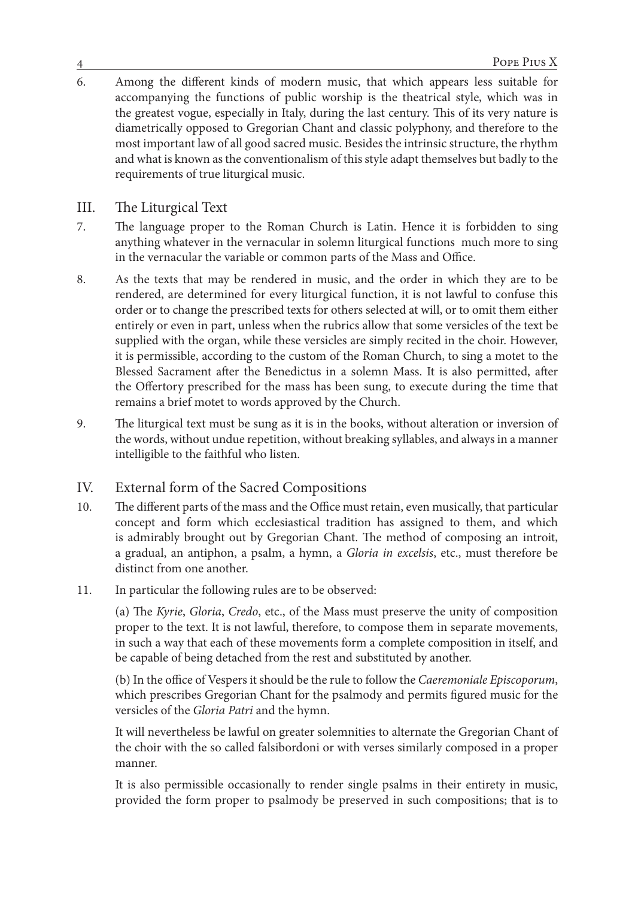6. Among the different kinds of modern music, that which appears less suitable for accompanying the functions of public worship is the theatrical style, which was in the greatest vogue, especially in Italy, during the last century. This of its very nature is diametrically opposed to Gregorian Chant and classic polyphony, and therefore to the most important law of all good sacred music. Besides the intrinsic structure, the rhythm and what is known as the conventionalism of this style adapt themselves but badly to the requirements of true liturgical music.

## III. The Liturgical Text

7. The language proper to the Roman Church is Latin. Hence it is forbidden to sing anything whatever in the vernacular in solemn liturgical functions much more to sing in the vernacular the variable or common parts of the Mass and Office.

8. As the texts that may be rendered in music, and the order in which they are to be rendered, are determined for every liturgical function, it is not lawful to confuse this order or to change the prescribed texts for others selected at will, or to omit them either entirely or even in part, unless when the rubrics allow that some versicles of the text be supplied with the organ, while these versicles are simply recited in the choir. However, it is permissible, according to the custom of the Roman Church, to sing a motet to the Blessed Sacrament after the Benedictus in a solemn Mass. It is also permitted, after the Offertory prescribed for the mass has been sung, to execute during the time that remains a brief motet to words approved by the Church.

9. The liturgical text must be sung as it is in the books, without alteration or inversion of the words, without undue repetition, without breaking syllables, and always in a manner intelligible to the faithful who listen.

## IV. External form of the Sacred Compositions

10. The different parts of the mass and the Office must retain, even musically, that particular concept and form which ecclesiastical tradition has assigned to them, and which is admirably brought out by Gregorian Chant. The method of composing an introit, a gradual, an antiphon, a psalm, a hymn, a *Gloria in excelsis*, etc., must therefore be distinct from one another.

11. In particular the following rules are to be observed:

    (a) The *Kyrie*, *Gloria*, *Credo*, etc., of the Mass must preserve the unity of composition proper to the text. It is not lawful, therefore, to compose them in separate movements, in such a way that each of these movements form a complete composition in itself, and be capable of being detached from the rest and substituted by another.

    (b) In the office of Vespers it should be the rule to follow the *Caeremoniale Episcoporum*, which prescribes Gregorian Chant for the psalmody and permits figured music for the versicles of the *Gloria Patri* and the hymn.

    It will nevertheless be lawful on greater solemnities to alternate the Gregorian Chant of the choir with the so called falsibordoni or with verses similarly composed in a proper manner.

    It is also permissible occasionally to render single psalms in their entirety in music, provided the form proper to psalmody be preserved in such compositions; that is to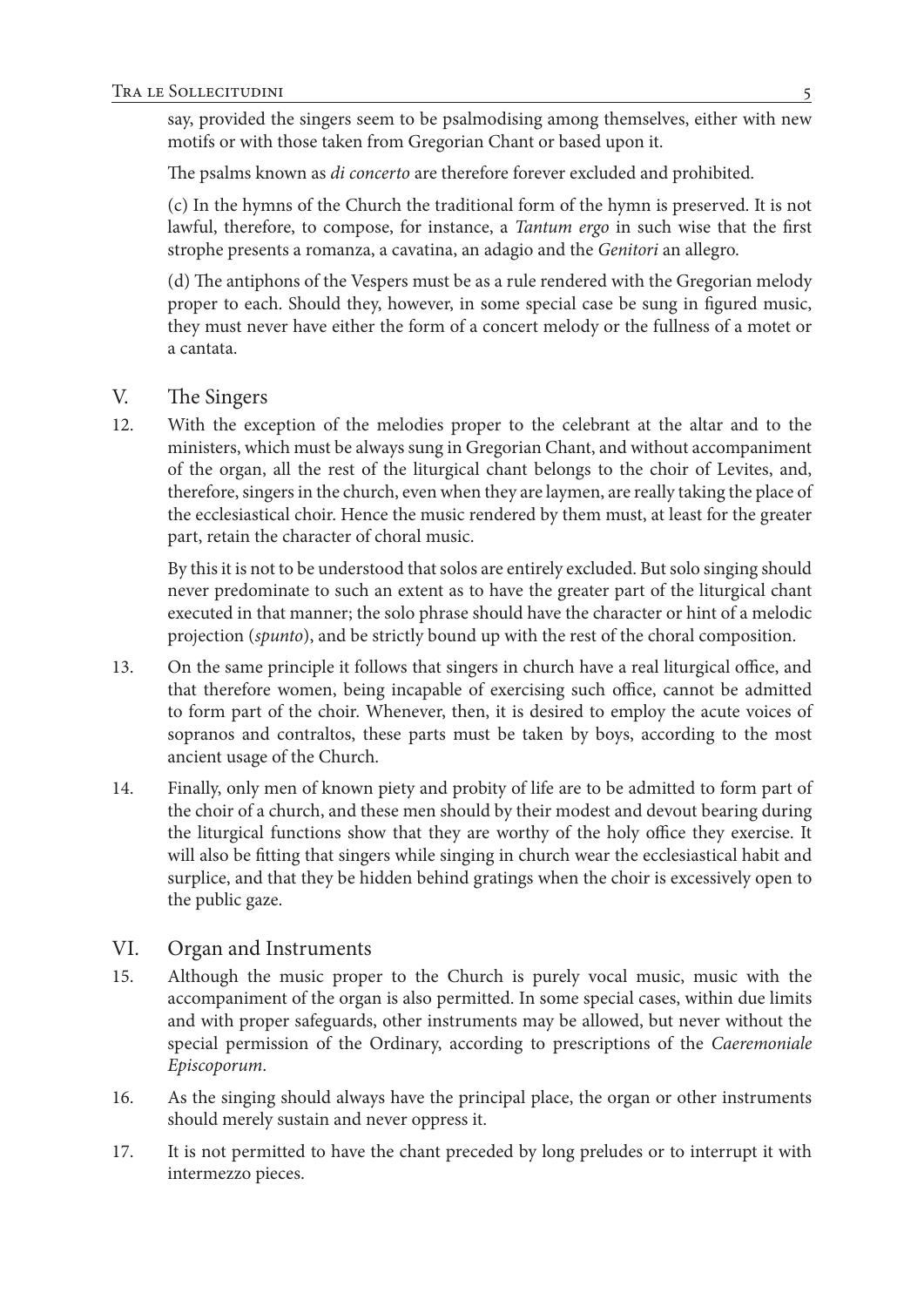say, provided the singers seem to be psalmodising among themselves, either with new motifs or with those taken from Gregorian Chant or based upon it.

The psalms known as *di concerto* are therefore forever excluded and prohibited.

(c) In the hymns of the Church the traditional form of the hymn is preserved. It is not lawful, therefore, to compose, for instance, a *Tantum ergo* in such wise that the first strophe presents a romanza, a cavatina, an adagio and the *Genitori* an allegro.

(d) The antiphons of the Vespers must be as a rule rendered with the Gregorian melody proper to each. Should they, however, in some special case be sung in figured music, they must never have either the form of a concert melody or the fullness of a motet or a cantata.

## V. The Singers

12. With the exception of the melodies proper to the celebrant at the altar and to the ministers, which must be always sung in Gregorian Chant, and without accompaniment of the organ, all the rest of the liturgical chant belongs to the choir of Levites, and, therefore, singers in the church, even when they are laymen, are really taking the place of the ecclesiastical choir. Hence the music rendered by them must, at least for the greater part, retain the character of choral music.

    By this it is not to be understood that solos are entirely excluded. But solo singing should never predominate to such an extent as to have the greater part of the liturgical chant executed in that manner; the solo phrase should have the character or hint of a melodic projection (*spunto*), and be strictly bound up with the rest of the choral composition.

13. On the same principle it follows that singers in church have a real liturgical office, and that therefore women, being incapable of exercising such office, cannot be admitted to form part of the choir. Whenever, then, it is desired to employ the acute voices of sopranos and contraltos, these parts must be taken by boys, according to the most ancient usage of the Church.

14. Finally, only men of known piety and probity of life are to be admitted to form part of the choir of a church, and these men should by their modest and devout bearing during the liturgical functions show that they are worthy of the holy office they exercise. It will also be fitting that singers while singing in church wear the ecclesiastical habit and surplice, and that they be hidden behind gratings when the choir is excessively open to the public gaze.

## VI. Organ and Instruments

15. Although the music proper to the Church is purely vocal music, music with the accompaniment of the organ is also permitted. In some special cases, within due limits and with proper safeguards, other instruments may be allowed, but never without the special permission of the Ordinary, according to prescriptions of the *Caeremoniale Episcoporum*.

16. As the singing should always have the principal place, the organ or other instruments should merely sustain and never oppress it.

17. It is not permitted to have the chant preceded by long preludes or to interrupt it with intermezzo pieces.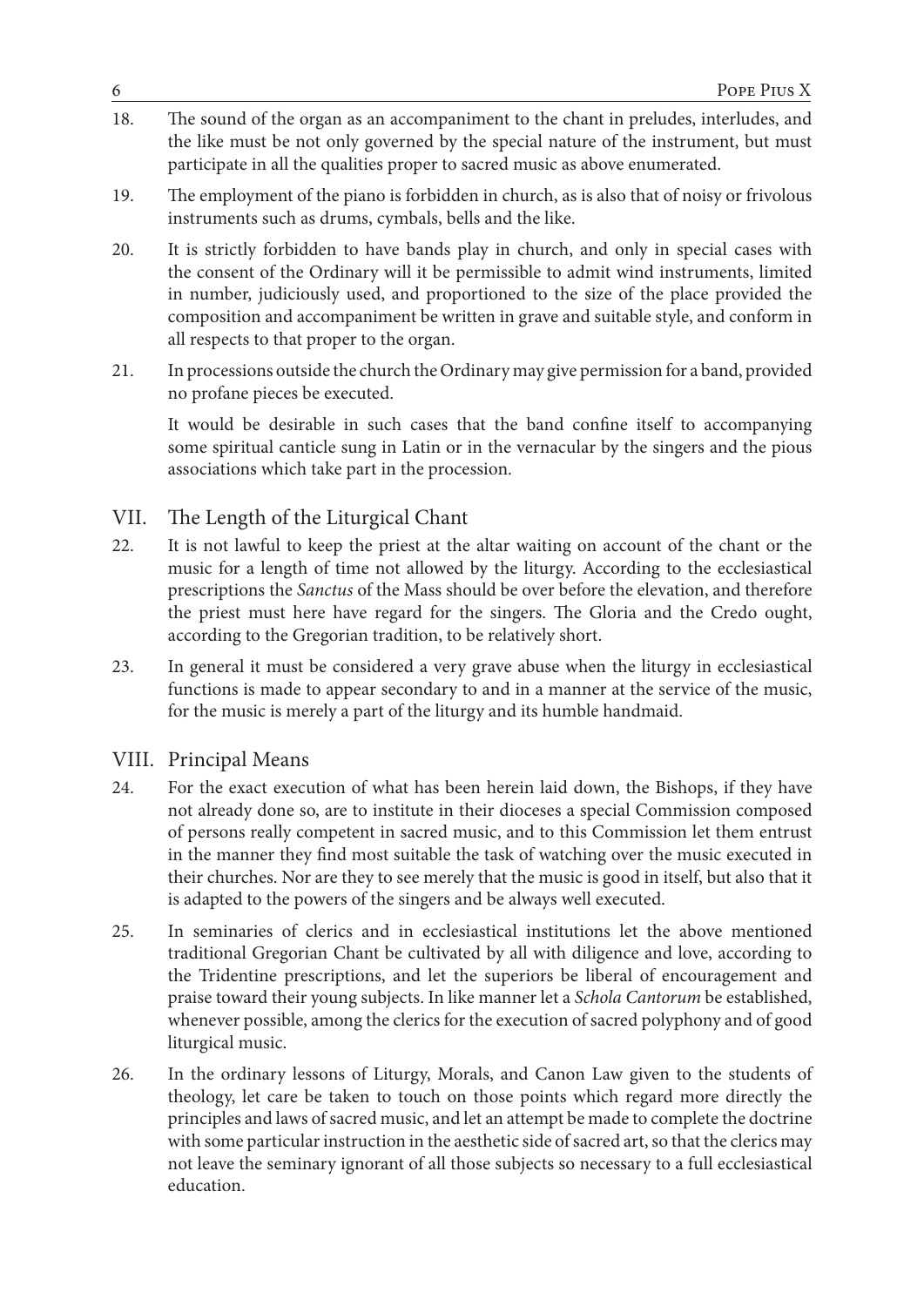18. The sound of the organ as an accompaniment to the chant in preludes, interludes, and the like must be not only governed by the special nature of the instrument, but must participate in all the qualities proper to sacred music as above enumerated.

19. The employment of the piano is forbidden in church, as is also that of noisy or frivolous instruments such as drums, cymbals, bells and the like.

20. It is strictly forbidden to have bands play in church, and only in special cases with the consent of the Ordinary will it be permissible to admit wind instruments, limited in number, judiciously used, and proportioned to the size of the place provided the composition and accompaniment be written in grave and suitable style, and conform in all respects to that proper to the organ.

21. In processions outside the church the Ordinary may give permission for a band, provided no profane pieces be executed.

    It would be desirable in such cases that the band confine itself to accompanying some spiritual canticle sung in Latin or in the vernacular by the singers and the pious associations which take part in the procession.

## VII. The Length of the Liturgical Chant

22. It is not lawful to keep the priest at the altar waiting on account of the chant or the music for a length of time not allowed by the liturgy. According to the ecclesiastical prescriptions the *Sanctus* of the Mass should be over before the elevation, and therefore the priest must here have regard for the singers. The Gloria and the Credo ought, according to the Gregorian tradition, to be relatively short.

23. In general it must be considered a very grave abuse when the liturgy in ecclesiastical functions is made to appear secondary to and in a manner at the service of the music, for the music is merely a part of the liturgy and its humble handmaid.

## VIII. Principal Means

24. For the exact execution of what has been herein laid down, the Bishops, if they have not already done so, are to institute in their dioceses a special Commission composed of persons really competent in sacred music, and to this Commission let them entrust in the manner they find most suitable the task of watching over the music executed in their churches. Nor are they to see merely that the music is good in itself, but also that it is adapted to the powers of the singers and be always well executed.

25. In seminaries of clerics and in ecclesiastical institutions let the above mentioned traditional Gregorian Chant be cultivated by all with diligence and love, according to the Tridentine prescriptions, and let the superiors be liberal of encouragement and praise toward their young subjects. In like manner let a *Schola Cantorum* be established, whenever possible, among the clerics for the execution of sacred polyphony and of good liturgical music.

26. In the ordinary lessons of Liturgy, Morals, and Canon Law given to the students of theology, let care be taken to touch on those points which regard more directly the principles and laws of sacred music, and let an attempt be made to complete the doctrine with some particular instruction in the aesthetic side of sacred art, so that the clerics may not leave the seminary ignorant of all those subjects so necessary to a full ecclesiastical education.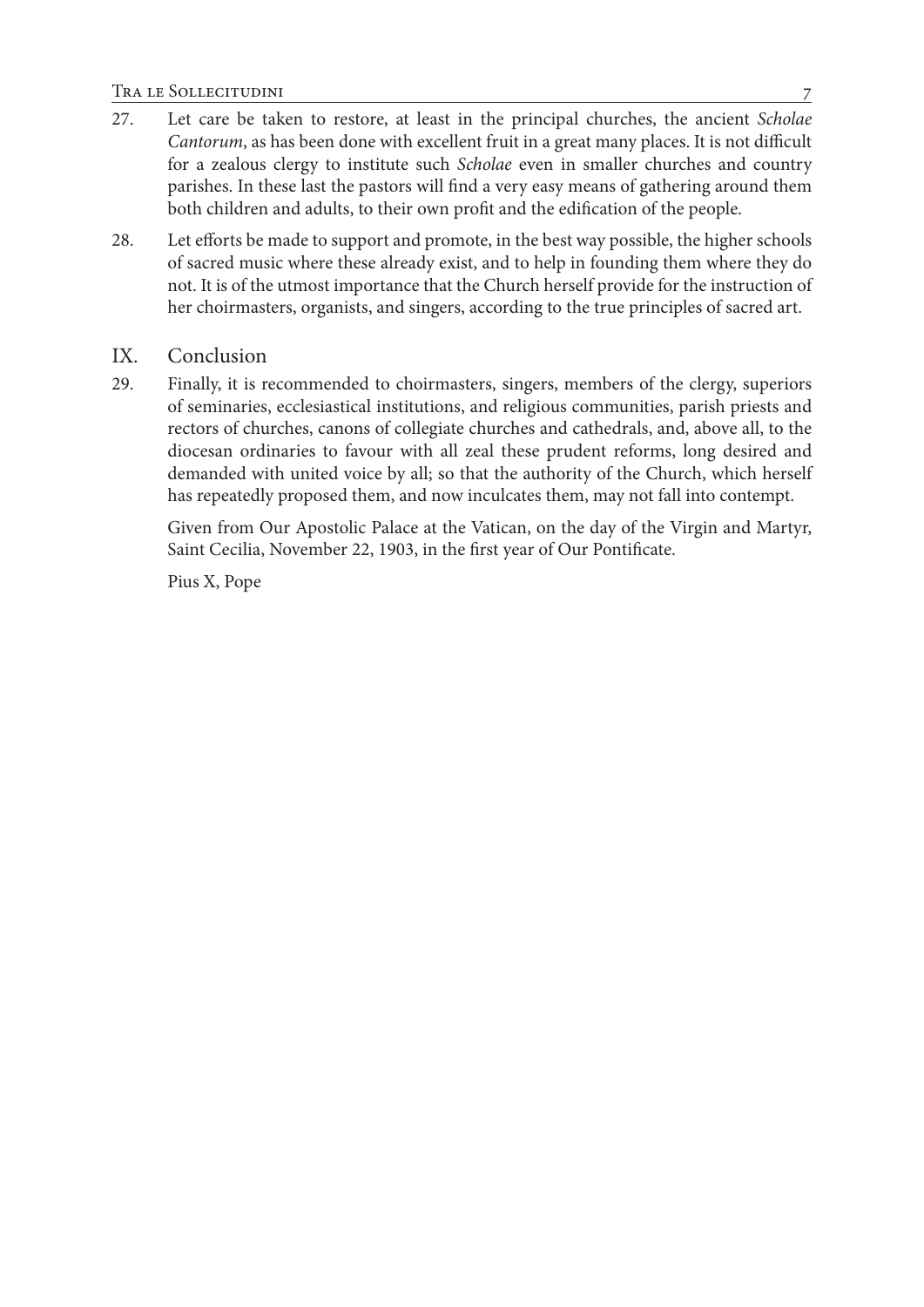27. Let care be taken to restore, at least in the principal churches, the ancient *Scholae Cantorum*, as has been done with excellent fruit in a great many places. It is not difficult for a zealous clergy to institute such *Scholae* even in smaller churches and country parishes. In these last the pastors will find a very easy means of gathering around them both children and adults, to their own profit and the edification of the people.

28. Let efforts be made to support and promote, in the best way possible, the higher schools of sacred music where these already exist, and to help in founding them where they do not. It is of the utmost importance that the Church herself provide for the instruction of her choirmasters, organists, and singers, according to the true principles of sacred art.

## IX. Conclusion

29. Finally, it is recommended to choirmasters, singers, members of the clergy, superiors of seminaries, ecclesiastical institutions, and religious communities, parish priests and rectors of churches, canons of collegiate churches and cathedrals, and, above all, to the diocesan ordinaries to favour with all zeal these prudent reforms, long desired and demanded with united voice by all; so that the authority of the Church, which herself has repeatedly proposed them, and now inculcates them, may not fall into contempt.

Given from Our Apostolic Palace at the Vatican, on the day of the Virgin and Martyr, Saint Cecilia, November 22, 1903, in the first year of Our Pontificate.

Pius X, Pope